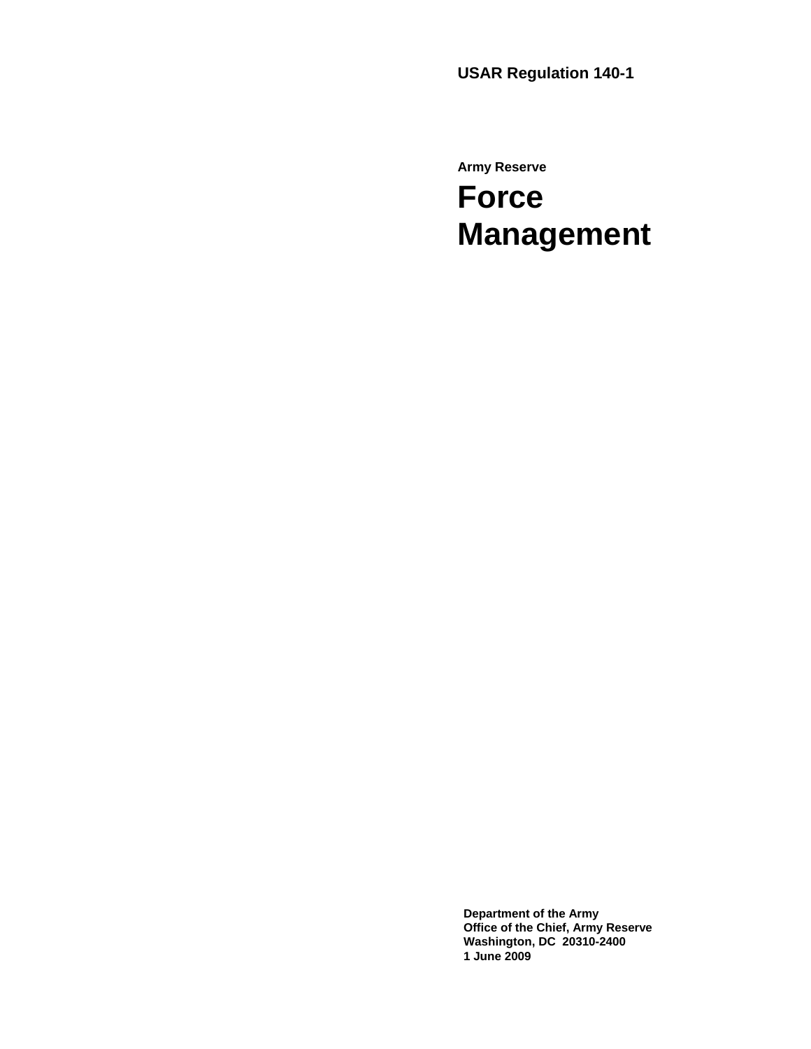**USAR Regulation 140-1**

**Army Reserve**

# Force Management

**Department of the Army**
**Office of the Chief, Army Reserve**
**Washington, DC 20310-2400**
**1 June 2009**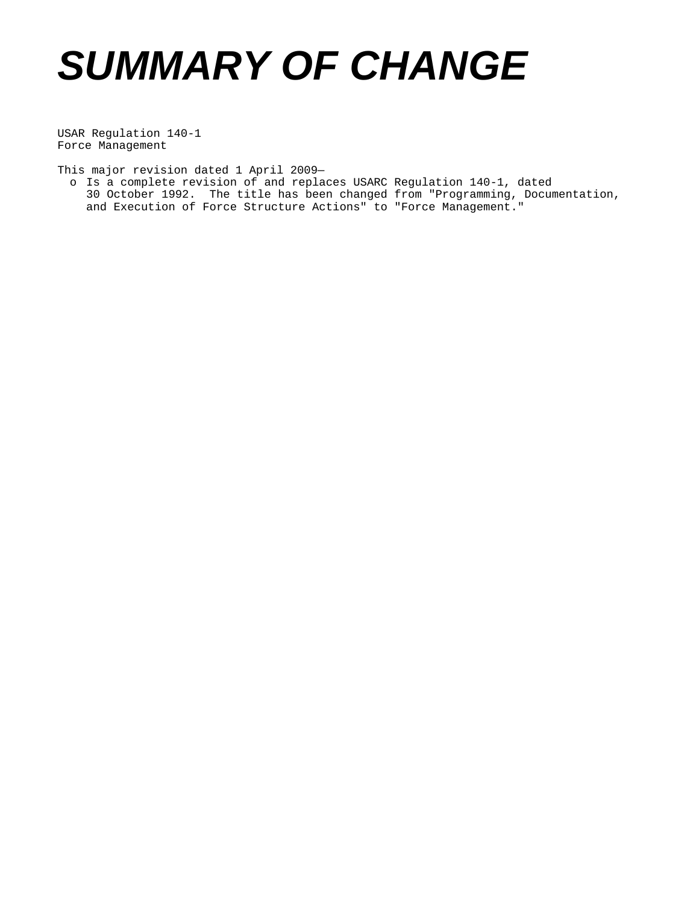# SUMMARY OF CHANGE

USAR Regulation 140-1
Force Management

This major revision dated 1 April 2009—

- o Is a complete revision of and replaces USARC Regulation 140-1, dated 30 October 1992. The title has been changed from "Programming, Documentation, and Execution of Force Structure Actions" to "Force Management."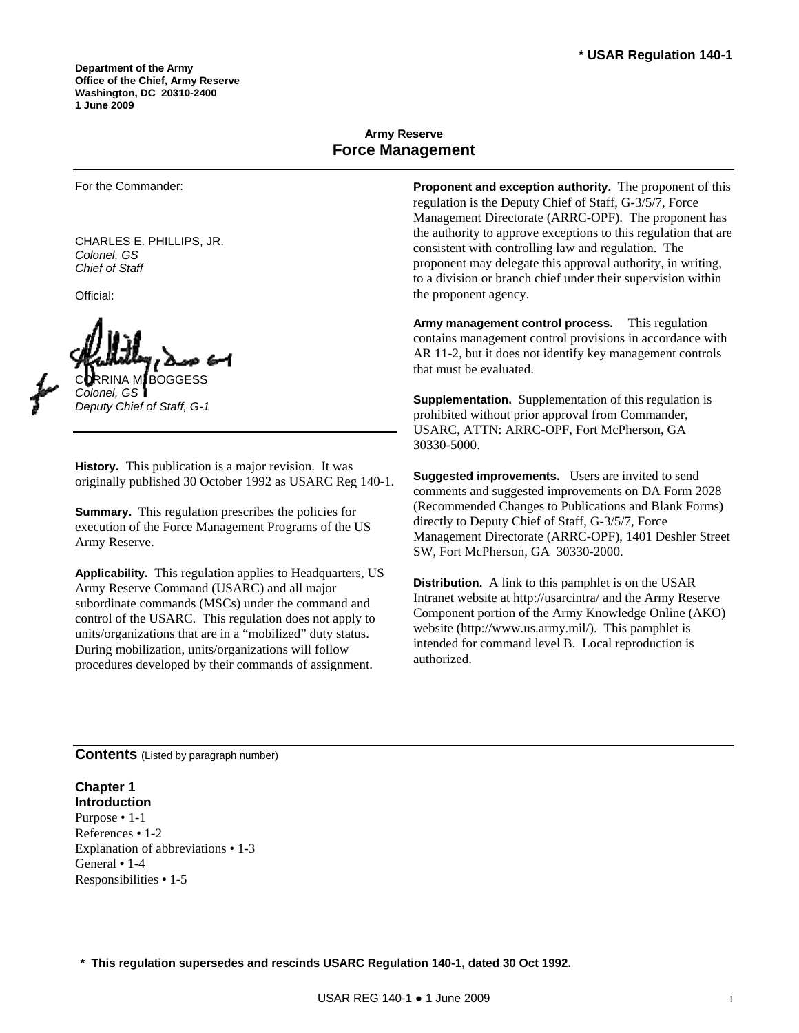**\* USAR Regulation 140-1**

**Department of the Army**
**Office of the Chief, Army Reserve**
**Washington, DC 20310-2400**
**1 June 2009**

**Army Reserve**

# Force Management

For the Commander:

CHARLES E. PHILLIPS, JR.
*Colonel, GS*
*Chief of Staff*

Official:

CORRINA M. BOGGESS
*Colonel, GS*
*Deputy Chief of Staff, G-1*

**History.** This publication is a major revision. It was originally published 30 October 1992 as USARC Reg 140-1.

**Summary.** This regulation prescribes the policies for execution of the Force Management Programs of the US Army Reserve.

**Applicability.** This regulation applies to Headquarters, US Army Reserve Command (USARC) and all major subordinate commands (MSCs) under the command and control of the USARC. This regulation does not apply to units/organizations that are in a "mobilized" duty status. During mobilization, units/organizations will follow procedures developed by their commands of assignment.

**Proponent and exception authority.** The proponent of this regulation is the Deputy Chief of Staff, G-3/5/7, Force Management Directorate (ARRC-OPF). The proponent has the authority to approve exceptions to this regulation that are consistent with controlling law and regulation. The proponent may delegate this approval authority, in writing, to a division or branch chief under their supervision within the proponent agency.

**Army management control process.** This regulation contains management control provisions in accordance with AR 11-2, but it does not identify key management controls that must be evaluated.

**Supplementation.** Supplementation of this regulation is prohibited without prior approval from Commander, USARC, ATTN: ARRC-OPF, Fort McPherson, GA 30330-5000.

**Suggested improvements.** Users are invited to send comments and suggested improvements on DA Form 2028 (Recommended Changes to Publications and Blank Forms) directly to Deputy Chief of Staff, G-3/5/7, Force Management Directorate (ARRC-OPF), 1401 Deshler Street SW, Fort McPherson, GA 30330-2000.

**Distribution.** A link to this pamphlet is on the USAR Intranet website at http://usarcintra/ and the Army Reserve Component portion of the Army Knowledge Online (AKO) website (http://www.us.army.mil/). This pamphlet is intended for command level B. Local reproduction is authorized.

## Contents (Listed by paragraph number)

### Chapter 1
### Introduction

Purpose • 1-1
References • 1-2
Explanation of abbreviations • 1-3
General • 1-4
Responsibilities • 1-5

**\* This regulation supersedes and rescinds USARC Regulation 140-1, dated 30 Oct 1992.**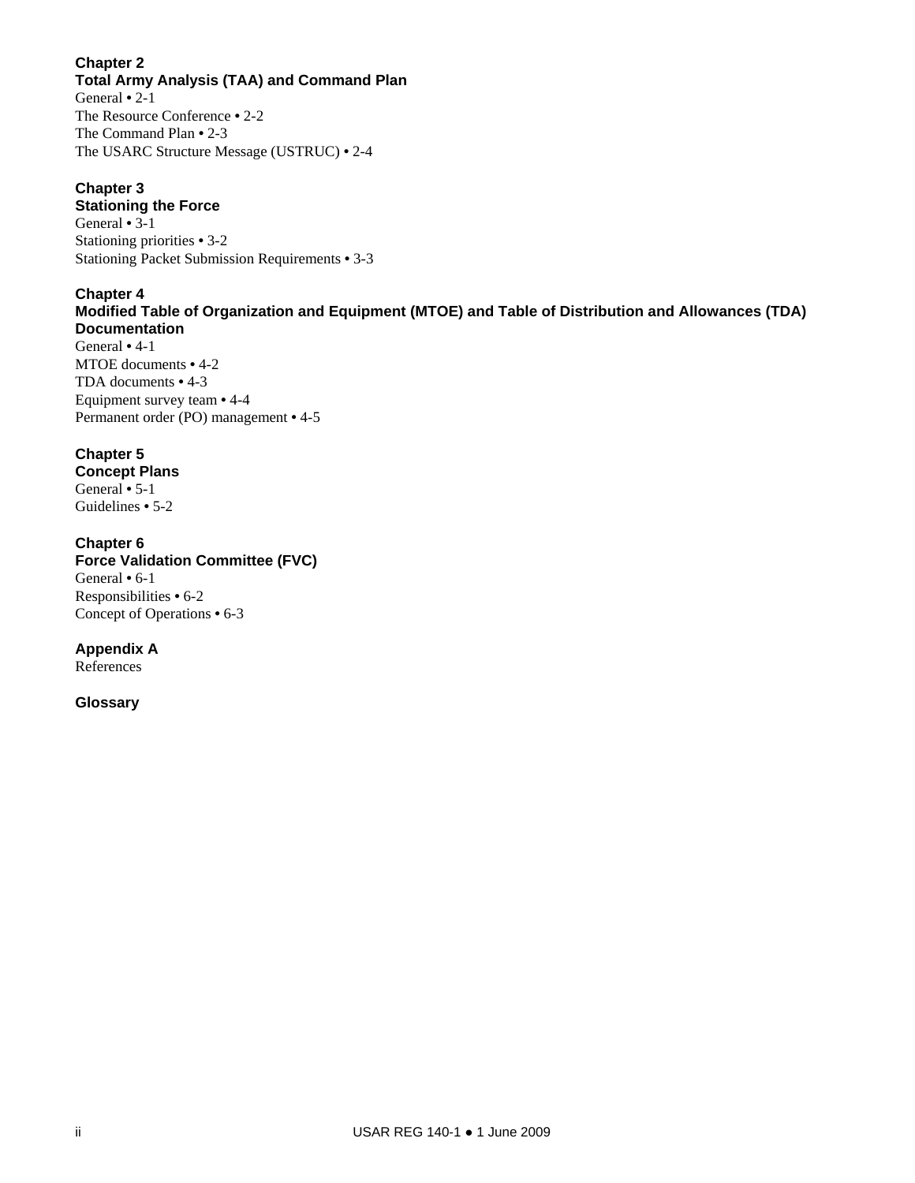**Chapter 2**
**Total Army Analysis (TAA) and Command Plan**
General • 2-1
The Resource Conference • 2-2
The Command Plan • 2-3
The USARC Structure Message (USTRUC) • 2-4

**Chapter 3**
**Stationing the Force**
General • 3-1
Stationing priorities • 3-2
Stationing Packet Submission Requirements • 3-3

**Chapter 4**
**Modified Table of Organization and Equipment (MTOE) and Table of Distribution and Allowances (TDA) Documentation**
General • 4-1
MTOE documents • 4-2
TDA documents • 4-3
Equipment survey team • 4-4
Permanent order (PO) management • 4-5

**Chapter 5**
**Concept Plans**
General • 5-1
Guidelines • 5-2

**Chapter 6**
**Force Validation Committee (FVC)**
General • 6-1
Responsibilities • 6-2
Concept of Operations • 6-3

**Appendix A**
References

**Glossary**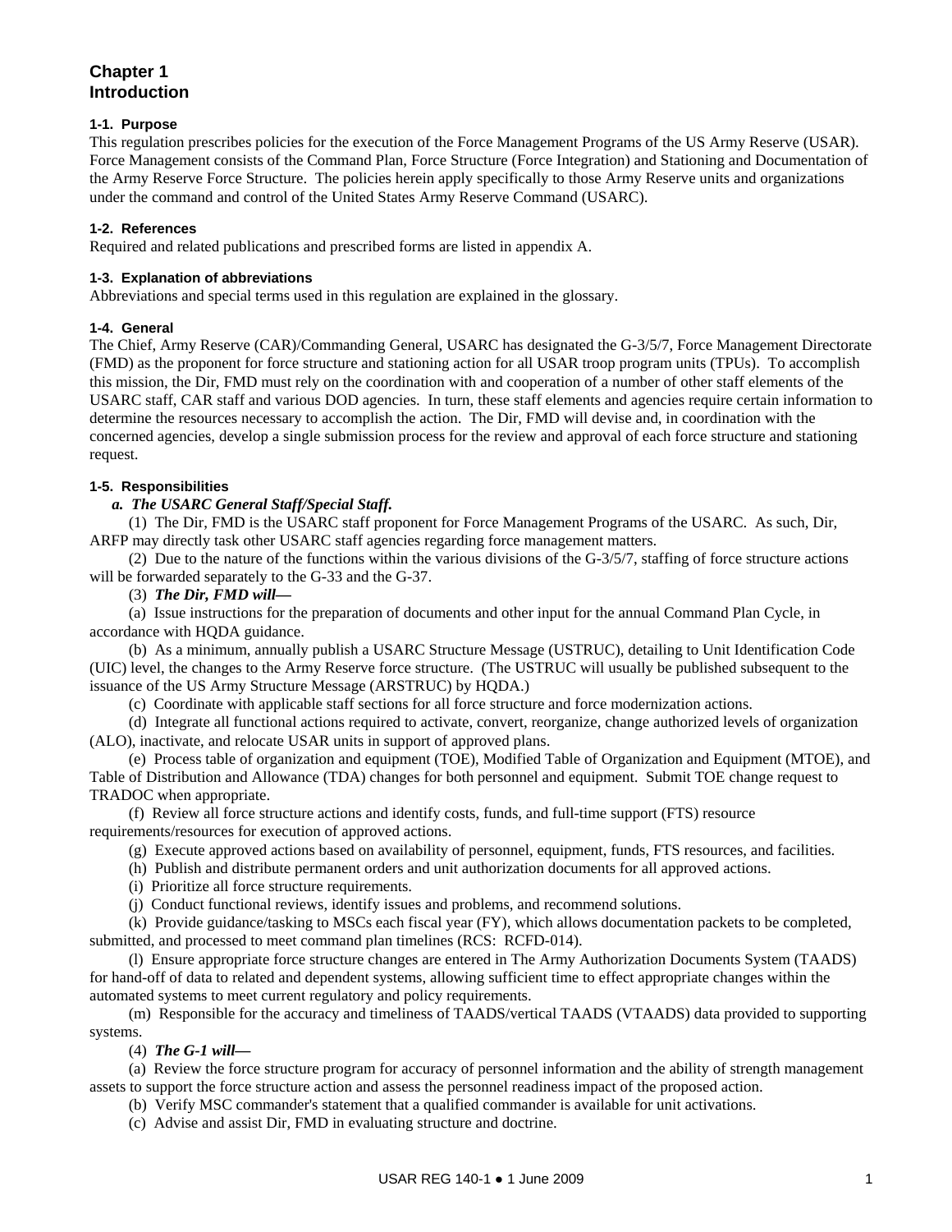# Chapter 1
# Introduction

### 1-1. Purpose

This regulation prescribes policies for the execution of the Force Management Programs of the US Army Reserve (USAR). Force Management consists of the Command Plan, Force Structure (Force Integration) and Stationing and Documentation of the Army Reserve Force Structure. The policies herein apply specifically to those Army Reserve units and organizations under the command and control of the United States Army Reserve Command (USARC).

### 1-2. References

Required and related publications and prescribed forms are listed in appendix A.

### 1-3. Explanation of abbreviations

Abbreviations and special terms used in this regulation are explained in the glossary.

### 1-4. General

The Chief, Army Reserve (CAR)/Commanding General, USARC has designated the G-3/5/7, Force Management Directorate (FMD) as the proponent for force structure and stationing action for all USAR troop program units (TPUs). To accomplish this mission, the Dir, FMD must rely on the coordination with and cooperation of a number of other staff elements of the USARC staff, CAR staff and various DOD agencies. In turn, these staff elements and agencies require certain information to determine the resources necessary to accomplish the action. The Dir, FMD will devise and, in coordination with the concerned agencies, develop a single submission process for the review and approval of each force structure and stationing request.

### 1-5. Responsibilities

***a. The USARC General Staff/Special Staff.***

(1) The Dir, FMD is the USARC staff proponent for Force Management Programs of the USARC. As such, Dir, ARFP may directly task other USARC staff agencies regarding force management matters.

(2) Due to the nature of the functions within the various divisions of the G-3/5/7, staffing of force structure actions will be forwarded separately to the G-33 and the G-37.

(3) ***The Dir, FMD will—***

(a) Issue instructions for the preparation of documents and other input for the annual Command Plan Cycle, in accordance with HQDA guidance.

(b) As a minimum, annually publish a USARC Structure Message (USTRUC), detailing to Unit Identification Code (UIC) level, the changes to the Army Reserve force structure. (The USTRUC will usually be published subsequent to the issuance of the US Army Structure Message (ARSTRUC) by HQDA.)

(c) Coordinate with applicable staff sections for all force structure and force modernization actions.

(d) Integrate all functional actions required to activate, convert, reorganize, change authorized levels of organization (ALO), inactivate, and relocate USAR units in support of approved plans.

(e) Process table of organization and equipment (TOE), Modified Table of Organization and Equipment (MTOE), and Table of Distribution and Allowance (TDA) changes for both personnel and equipment. Submit TOE change request to TRADOC when appropriate.

(f) Review all force structure actions and identify costs, funds, and full-time support (FTS) resource requirements/resources for execution of approved actions.

(g) Execute approved actions based on availability of personnel, equipment, funds, FTS resources, and facilities.

(h) Publish and distribute permanent orders and unit authorization documents for all approved actions.

(i) Prioritize all force structure requirements.

(j) Conduct functional reviews, identify issues and problems, and recommend solutions.

(k) Provide guidance/tasking to MSCs each fiscal year (FY), which allows documentation packets to be completed, submitted, and processed to meet command plan timelines (RCS: RCFD-014).

(l) Ensure appropriate force structure changes are entered in The Army Authorization Documents System (TAADS) for hand-off of data to related and dependent systems, allowing sufficient time to effect appropriate changes within the automated systems to meet current regulatory and policy requirements.

(m) Responsible for the accuracy and timeliness of TAADS/vertical TAADS (VTAADS) data provided to supporting systems.

(4) ***The G-1 will—***

(a) Review the force structure program for accuracy of personnel information and the ability of strength management assets to support the force structure action and assess the personnel readiness impact of the proposed action.

(b) Verify MSC commander's statement that a qualified commander is available for unit activations.

(c) Advise and assist Dir, FMD in evaluating structure and doctrine.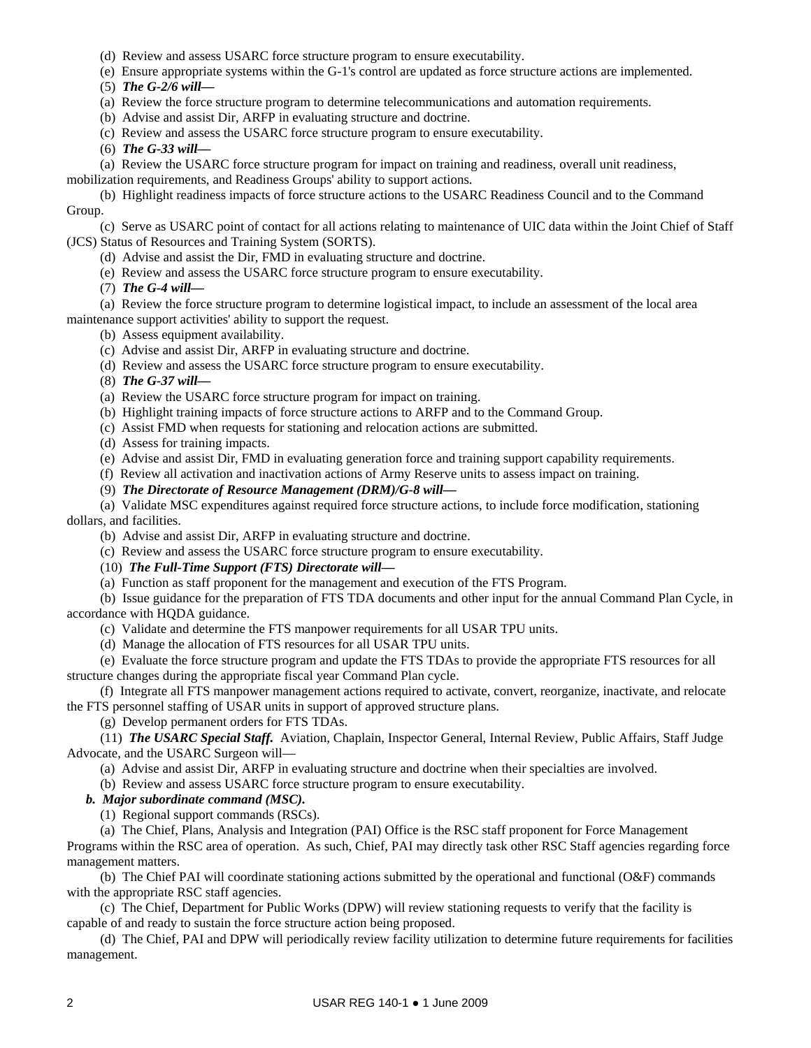(d) Review and assess USARC force structure program to ensure executability.

(e) Ensure appropriate systems within the G-1's control are updated as force structure actions are implemented.

(5) ***The G-2/6 will—***

(a) Review the force structure program to determine telecommunications and automation requirements.

(b) Advise and assist Dir, ARFP in evaluating structure and doctrine.

(c) Review and assess the USARC force structure program to ensure executability.

(6) ***The G-33 will—***

(a) Review the USARC force structure program for impact on training and readiness, overall unit readiness, mobilization requirements, and Readiness Groups' ability to support actions.

(b) Highlight readiness impacts of force structure actions to the USARC Readiness Council and to the Command Group.

(c) Serve as USARC point of contact for all actions relating to maintenance of UIC data within the Joint Chief of Staff (JCS) Status of Resources and Training System (SORTS).

(d) Advise and assist the Dir, FMD in evaluating structure and doctrine.

(e) Review and assess the USARC force structure program to ensure executability.

(7) ***The G-4 will—***

(a) Review the force structure program to determine logistical impact, to include an assessment of the local area maintenance support activities' ability to support the request.

(b) Assess equipment availability.

(c) Advise and assist Dir, ARFP in evaluating structure and doctrine.

(d) Review and assess the USARC force structure program to ensure executability.

(8) ***The G-37 will—***

(a) Review the USARC force structure program for impact on training.

(b) Highlight training impacts of force structure actions to ARFP and to the Command Group.

(c) Assist FMD when requests for stationing and relocation actions are submitted.

(d) Assess for training impacts.

(e) Advise and assist Dir, FMD in evaluating generation force and training support capability requirements.

(f) Review all activation and inactivation actions of Army Reserve units to assess impact on training.

(9) ***The Directorate of Resource Management (DRM)/G-8 will—***

(a) Validate MSC expenditures against required force structure actions, to include force modification, stationing dollars, and facilities.

(b) Advise and assist Dir, ARFP in evaluating structure and doctrine.

(c) Review and assess the USARC force structure program to ensure executability.

(10) ***The Full-Time Support (FTS) Directorate will—***

(a) Function as staff proponent for the management and execution of the FTS Program.

(b) Issue guidance for the preparation of FTS TDA documents and other input for the annual Command Plan Cycle, in accordance with HQDA guidance.

(c) Validate and determine the FTS manpower requirements for all USAR TPU units.

(d) Manage the allocation of FTS resources for all USAR TPU units.

(e) Evaluate the force structure program and update the FTS TDAs to provide the appropriate FTS resources for all structure changes during the appropriate fiscal year Command Plan cycle.

(f) Integrate all FTS manpower management actions required to activate, convert, reorganize, inactivate, and relocate the FTS personnel staffing of USAR units in support of approved structure plans.

(g) Develop permanent orders for FTS TDAs.

(11) ***The USARC Special Staff.*** Aviation, Chaplain, Inspector General, Internal Review, Public Affairs, Staff Judge Advocate, and the USARC Surgeon will—

(a) Advise and assist Dir, ARFP in evaluating structure and doctrine when their specialties are involved.

(b) Review and assess USARC force structure program to ensure executability.

***b. Major subordinate command (MSC).***

(1) Regional support commands (RSCs).

(a) The Chief, Plans, Analysis and Integration (PAI) Office is the RSC staff proponent for Force Management Programs within the RSC area of operation. As such, Chief, PAI may directly task other RSC Staff agencies regarding force management matters.

(b) The Chief PAI will coordinate stationing actions submitted by the operational and functional (O&F) commands with the appropriate RSC staff agencies.

(c) The Chief, Department for Public Works (DPW) will review stationing requests to verify that the facility is capable of and ready to sustain the force structure action being proposed.

(d) The Chief, PAI and DPW will periodically review facility utilization to determine future requirements for facilities management.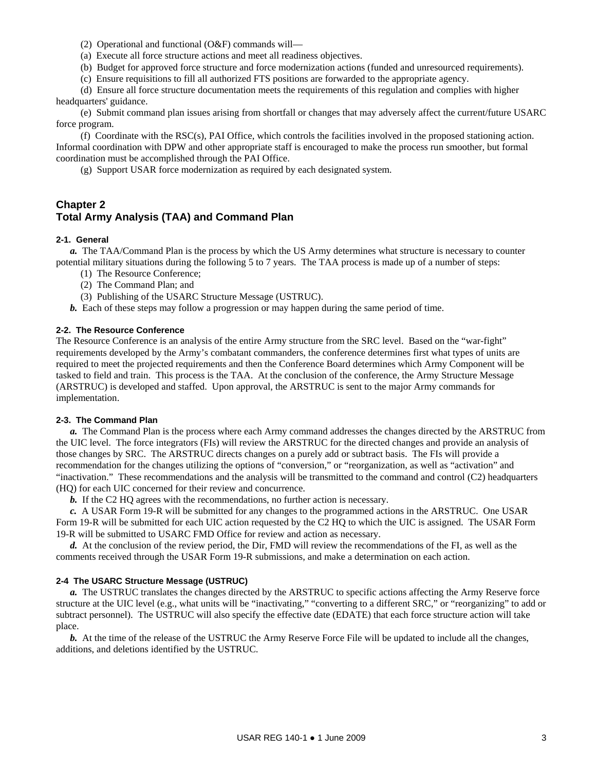(2) Operational and functional (O&F) commands will—

(a) Execute all force structure actions and meet all readiness objectives.

(b) Budget for approved force structure and force modernization actions (funded and unresourced requirements).

(c) Ensure requisitions to fill all authorized FTS positions are forwarded to the appropriate agency.

(d) Ensure all force structure documentation meets the requirements of this regulation and complies with higher headquarters' guidance.

(e) Submit command plan issues arising from shortfall or changes that may adversely affect the current/future USARC force program.

(f) Coordinate with the RSC(s), PAI Office, which controls the facilities involved in the proposed stationing action. Informal coordination with DPW and other appropriate staff is encouraged to make the process run smoother, but formal coordination must be accomplished through the PAI Office.

(g) Support USAR force modernization as required by each designated system.

## Chapter 2
## Total Army Analysis (TAA) and Command Plan

### 2-1. General

***a.*** The TAA/Command Plan is the process by which the US Army determines what structure is necessary to counter potential military situations during the following 5 to 7 years. The TAA process is made up of a number of steps:

(1) The Resource Conference;

(2) The Command Plan; and

(3) Publishing of the USARC Structure Message (USTRUC).

***b.*** Each of these steps may follow a progression or may happen during the same period of time.

### 2-2. The Resource Conference

The Resource Conference is an analysis of the entire Army structure from the SRC level. Based on the "war-fight" requirements developed by the Army's combatant commanders, the conference determines first what types of units are required to meet the projected requirements and then the Conference Board determines which Army Component will be tasked to field and train. This process is the TAA. At the conclusion of the conference, the Army Structure Message (ARSTRUC) is developed and staffed. Upon approval, the ARSTRUC is sent to the major Army commands for implementation.

### 2-3. The Command Plan

***a.*** The Command Plan is the process where each Army command addresses the changes directed by the ARSTRUC from the UIC level. The force integrators (FIs) will review the ARSTRUC for the directed changes and provide an analysis of those changes by SRC. The ARSTRUC directs changes on a purely add or subtract basis. The FIs will provide a recommendation for the changes utilizing the options of "conversion," or "reorganization, as well as "activation" and "inactivation." These recommendations and the analysis will be transmitted to the command and control (C2) headquarters (HQ) for each UIC concerned for their review and concurrence.

***b.*** If the C2 HQ agrees with the recommendations, no further action is necessary.

***c.*** A USAR Form 19-R will be submitted for any changes to the programmed actions in the ARSTRUC. One USAR Form 19-R will be submitted for each UIC action requested by the C2 HQ to which the UIC is assigned. The USAR Form 19-R will be submitted to USARC FMD Office for review and action as necessary.

***d.*** At the conclusion of the review period, the Dir, FMD will review the recommendations of the FI, as well as the comments received through the USAR Form 19-R submissions, and make a determination on each action.

### 2-4 The USARC Structure Message (USTRUC)

***a.*** The USTRUC translates the changes directed by the ARSTRUC to specific actions affecting the Army Reserve force structure at the UIC level (e.g., what units will be "inactivating," "converting to a different SRC," or "reorganizing" to add or subtract personnel). The USTRUC will also specify the effective date (EDATE) that each force structure action will take place.

***b.*** At the time of the release of the USTRUC the Army Reserve Force File will be updated to include all the changes, additions, and deletions identified by the USTRUC.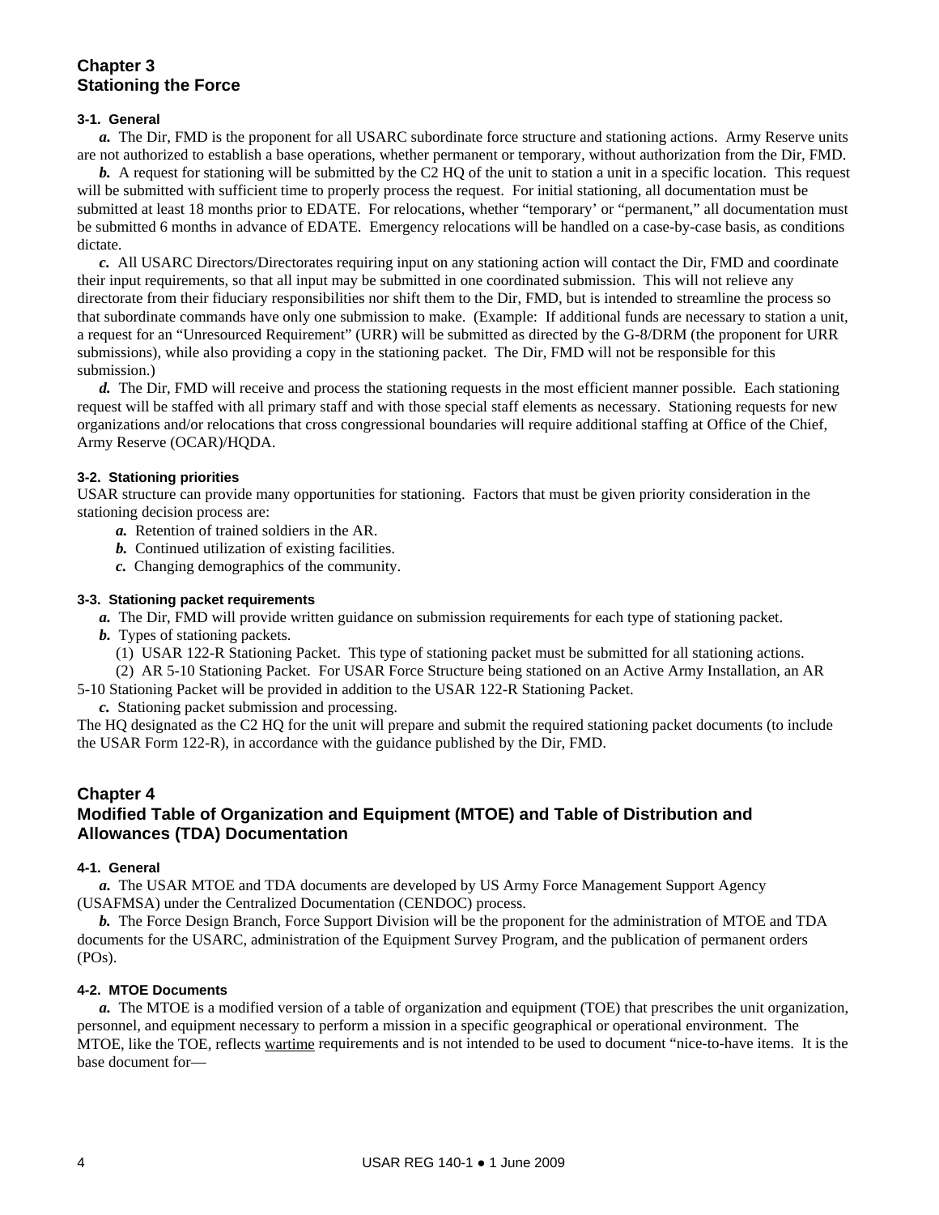## Chapter 3
## Stationing the Force

### 3-1. General

***a.*** The Dir, FMD is the proponent for all USARC subordinate force structure and stationing actions. Army Reserve units are not authorized to establish a base operations, whether permanent or temporary, without authorization from the Dir, FMD.

***b.*** A request for stationing will be submitted by the C2 HQ of the unit to station a unit in a specific location. This request will be submitted with sufficient time to properly process the request. For initial stationing, all documentation must be submitted at least 18 months prior to EDATE. For relocations, whether "temporary' or "permanent," all documentation must be submitted 6 months in advance of EDATE. Emergency relocations will be handled on a case-by-case basis, as conditions dictate.

***c.*** All USARC Directors/Directorates requiring input on any stationing action will contact the Dir, FMD and coordinate their input requirements, so that all input may be submitted in one coordinated submission. This will not relieve any directorate from their fiduciary responsibilities nor shift them to the Dir, FMD, but is intended to streamline the process so that subordinate commands have only one submission to make. (Example: If additional funds are necessary to station a unit, a request for an "Unresourced Requirement" (URR) will be submitted as directed by the G-8/DRM (the proponent for URR submissions), while also providing a copy in the stationing packet. The Dir, FMD will not be responsible for this submission.)

***d.*** The Dir, FMD will receive and process the stationing requests in the most efficient manner possible. Each stationing request will be staffed with all primary staff and with those special staff elements as necessary. Stationing requests for new organizations and/or relocations that cross congressional boundaries will require additional staffing at Office of the Chief, Army Reserve (OCAR)/HQDA.

### 3-2. Stationing priorities

USAR structure can provide many opportunities for stationing. Factors that must be given priority consideration in the stationing decision process are:

***a.*** Retention of trained soldiers in the AR.

***b.*** Continued utilization of existing facilities.

***c.*** Changing demographics of the community.

### 3-3. Stationing packet requirements

***a.*** The Dir, FMD will provide written guidance on submission requirements for each type of stationing packet.

***b.*** Types of stationing packets.

(1) USAR 122-R Stationing Packet. This type of stationing packet must be submitted for all stationing actions.

(2) AR 5-10 Stationing Packet. For USAR Force Structure being stationed on an Active Army Installation, an AR 5-10 Stationing Packet will be provided in addition to the USAR 122-R Stationing Packet.

***c.*** Stationing packet submission and processing.

The HQ designated as the C2 HQ for the unit will prepare and submit the required stationing packet documents (to include the USAR Form 122-R), in accordance with the guidance published by the Dir, FMD.

## Chapter 4
## Modified Table of Organization and Equipment (MTOE) and Table of Distribution and Allowances (TDA) Documentation

### 4-1. General

***a.*** The USAR MTOE and TDA documents are developed by US Army Force Management Support Agency (USAFMSA) under the Centralized Documentation (CENDOC) process.

***b.*** The Force Design Branch, Force Support Division will be the proponent for the administration of MTOE and TDA documents for the USARC, administration of the Equipment Survey Program, and the publication of permanent orders (POs).

### 4-2. MTOE Documents

***a.*** The MTOE is a modified version of a table of organization and equipment (TOE) that prescribes the unit organization, personnel, and equipment necessary to perform a mission in a specific geographical or operational environment. The MTOE, like the TOE, reflects <u>wartime</u> requirements and is not intended to be used to document "nice-to-have items. It is the base document for—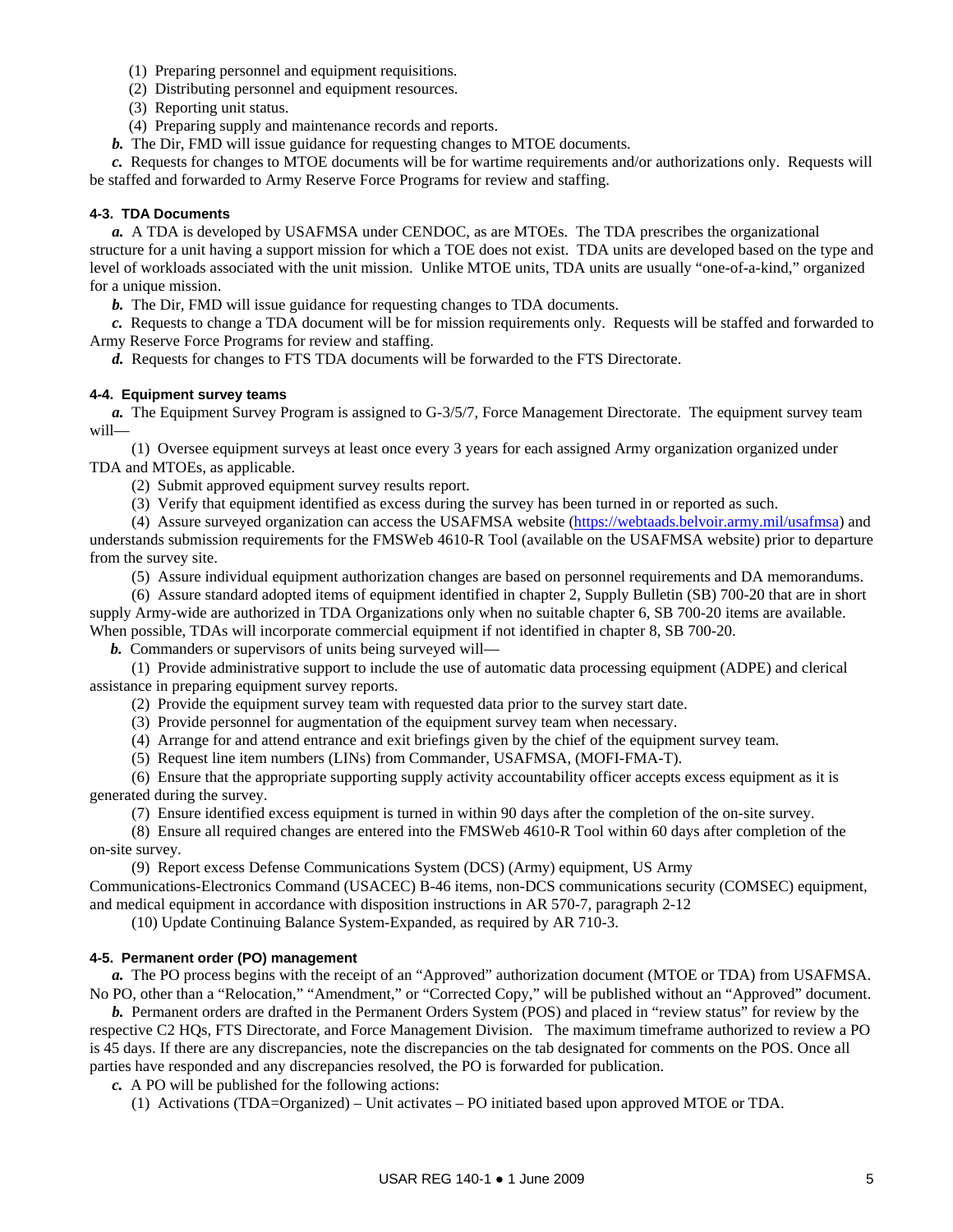(1) Preparing personnel and equipment requisitions.

(2) Distributing personnel and equipment resources.

(3) Reporting unit status.

(4) Preparing supply and maintenance records and reports.

***b.*** The Dir, FMD will issue guidance for requesting changes to MTOE documents.

***c.*** Requests for changes to MTOE documents will be for wartime requirements and/or authorizations only. Requests will be staffed and forwarded to Army Reserve Force Programs for review and staffing.

#### 4-3. TDA Documents

***a.*** A TDA is developed by USAFMSA under CENDOC, as are MTOEs. The TDA prescribes the organizational structure for a unit having a support mission for which a TOE does not exist. TDA units are developed based on the type and level of workloads associated with the unit mission. Unlike MTOE units, TDA units are usually "one-of-a-kind," organized for a unique mission.

***b.*** The Dir, FMD will issue guidance for requesting changes to TDA documents.

***c.*** Requests to change a TDA document will be for mission requirements only. Requests will be staffed and forwarded to Army Reserve Force Programs for review and staffing.

***d.*** Requests for changes to FTS TDA documents will be forwarded to the FTS Directorate.

#### 4-4. Equipment survey teams

***a.*** The Equipment Survey Program is assigned to G-3/5/7, Force Management Directorate. The equipment survey team will—

(1) Oversee equipment surveys at least once every 3 years for each assigned Army organization organized under TDA and MTOEs, as applicable.

(2) Submit approved equipment survey results report.

(3) Verify that equipment identified as excess during the survey has been turned in or reported as such.

(4) Assure surveyed organization can access the USAFMSA website (https://webtaads.belvoir.army.mil/usafmsa) and understands submission requirements for the FMSWeb 4610-R Tool (available on the USAFMSA website) prior to departure from the survey site.

(5) Assure individual equipment authorization changes are based on personnel requirements and DA memorandums.

(6) Assure standard adopted items of equipment identified in chapter 2, Supply Bulletin (SB) 700-20 that are in short supply Army-wide are authorized in TDA Organizations only when no suitable chapter 6, SB 700-20 items are available. When possible, TDAs will incorporate commercial equipment if not identified in chapter 8, SB 700-20.

***b.*** Commanders or supervisors of units being surveyed will—

(1) Provide administrative support to include the use of automatic data processing equipment (ADPE) and clerical assistance in preparing equipment survey reports.

(2) Provide the equipment survey team with requested data prior to the survey start date.

(3) Provide personnel for augmentation of the equipment survey team when necessary.

(4) Arrange for and attend entrance and exit briefings given by the chief of the equipment survey team.

(5) Request line item numbers (LINs) from Commander, USAFMSA, (MOFI-FMA-T).

(6) Ensure that the appropriate supporting supply activity accountability officer accepts excess equipment as it is generated during the survey.

(7) Ensure identified excess equipment is turned in within 90 days after the completion of the on-site survey.

(8) Ensure all required changes are entered into the FMSWeb 4610-R Tool within 60 days after completion of the on-site survey.

(9) Report excess Defense Communications System (DCS) (Army) equipment, US Army Communications-Electronics Command (USACEC) B-46 items, non-DCS communications security (COMSEC) equipment, and medical equipment in accordance with disposition instructions in AR 570-7, paragraph 2-12

(10) Update Continuing Balance System-Expanded, as required by AR 710-3.

#### 4-5. Permanent order (PO) management

***a.*** The PO process begins with the receipt of an "Approved" authorization document (MTOE or TDA) from USAFMSA. No PO, other than a "Relocation," "Amendment," or "Corrected Copy," will be published without an "Approved" document.

***b.*** Permanent orders are drafted in the Permanent Orders System (POS) and placed in "review status" for review by the respective C2 HQs, FTS Directorate, and Force Management Division. The maximum timeframe authorized to review a PO is 45 days. If there are any discrepancies, note the discrepancies on the tab designated for comments on the POS. Once all parties have responded and any discrepancies resolved, the PO is forwarded for publication.

***c.*** A PO will be published for the following actions:

(1) Activations (TDA=Organized) – Unit activates – PO initiated based upon approved MTOE or TDA.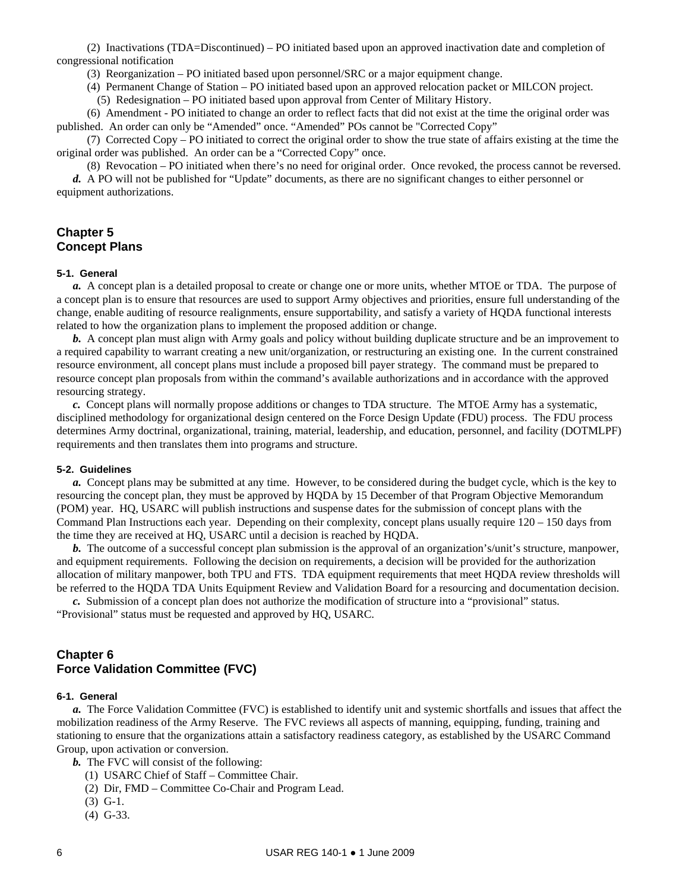(2) Inactivations (TDA=Discontinued) – PO initiated based upon an approved inactivation date and completion of congressional notification

(3) Reorganization – PO initiated based upon personnel/SRC or a major equipment change.

(4) Permanent Change of Station – PO initiated based upon an approved relocation packet or MILCON project.

(5) Redesignation – PO initiated based upon approval from Center of Military History.

(6) Amendment - PO initiated to change an order to reflect facts that did not exist at the time the original order was published. An order can only be "Amended" once. "Amended" POs cannot be "Corrected Copy"

(7) Corrected Copy – PO initiated to correct the original order to show the true state of affairs existing at the time the original order was published. An order can be a "Corrected Copy" once.

(8) Revocation – PO initiated when there's no need for original order. Once revoked, the process cannot be reversed.

***d.*** A PO will not be published for "Update" documents, as there are no significant changes to either personnel or equipment authorizations.

# Chapter 5
# Concept Plans

### 5-1. General

***a.*** A concept plan is a detailed proposal to create or change one or more units, whether MTOE or TDA. The purpose of a concept plan is to ensure that resources are used to support Army objectives and priorities, ensure full understanding of the change, enable auditing of resource realignments, ensure supportability, and satisfy a variety of HQDA functional interests related to how the organization plans to implement the proposed addition or change.

***b.*** A concept plan must align with Army goals and policy without building duplicate structure and be an improvement to a required capability to warrant creating a new unit/organization, or restructuring an existing one. In the current constrained resource environment, all concept plans must include a proposed bill payer strategy. The command must be prepared to resource concept plan proposals from within the command's available authorizations and in accordance with the approved resourcing strategy.

***c.*** Concept plans will normally propose additions or changes to TDA structure. The MTOE Army has a systematic, disciplined methodology for organizational design centered on the Force Design Update (FDU) process. The FDU process determines Army doctrinal, organizational, training, material, leadership, and education, personnel, and facility (DOTMLPF) requirements and then translates them into programs and structure.

### 5-2. Guidelines

***a.*** Concept plans may be submitted at any time. However, to be considered during the budget cycle, which is the key to resourcing the concept plan, they must be approved by HQDA by 15 December of that Program Objective Memorandum (POM) year. HQ, USARC will publish instructions and suspense dates for the submission of concept plans with the Command Plan Instructions each year. Depending on their complexity, concept plans usually require 120 – 150 days from the time they are received at HQ, USARC until a decision is reached by HQDA.

***b.*** The outcome of a successful concept plan submission is the approval of an organization's/unit's structure, manpower, and equipment requirements. Following the decision on requirements, a decision will be provided for the authorization allocation of military manpower, both TPU and FTS. TDA equipment requirements that meet HQDA review thresholds will be referred to the HQDA TDA Units Equipment Review and Validation Board for a resourcing and documentation decision.

***c.*** Submission of a concept plan does not authorize the modification of structure into a "provisional" status. "Provisional" status must be requested and approved by HQ, USARC.

# Chapter 6
# Force Validation Committee (FVC)

### 6-1. General

***a.*** The Force Validation Committee (FVC) is established to identify unit and systemic shortfalls and issues that affect the mobilization readiness of the Army Reserve. The FVC reviews all aspects of manning, equipping, funding, training and stationing to ensure that the organizations attain a satisfactory readiness category, as established by the USARC Command Group, upon activation or conversion.

***b.*** The FVC will consist of the following:

(1) USARC Chief of Staff – Committee Chair.

(2) Dir, FMD – Committee Co-Chair and Program Lead.

(3) G-1.

(4) G-33.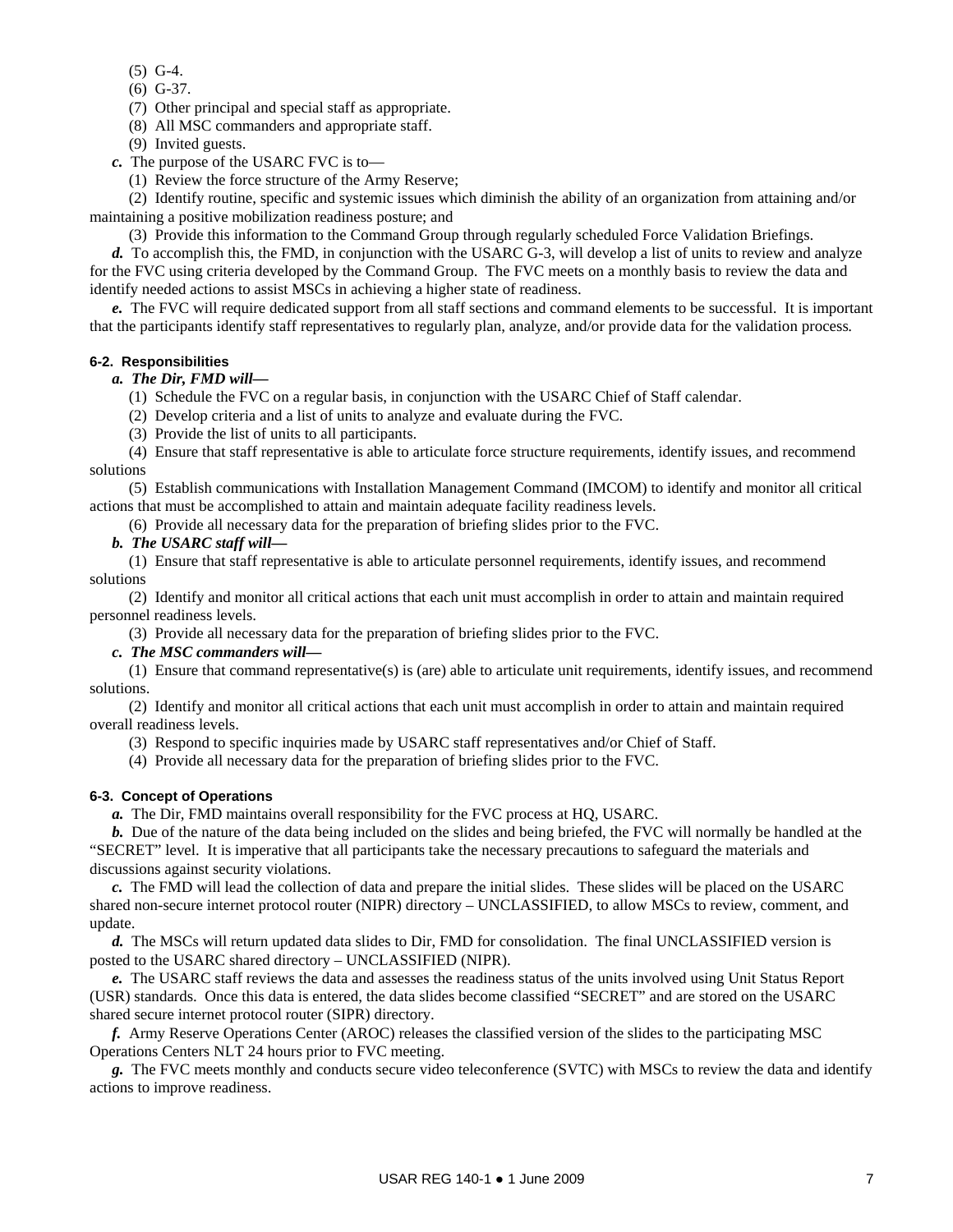(5) G-4.

(6) G-37.

(7) Other principal and special staff as appropriate.

(8) All MSC commanders and appropriate staff.

(9) Invited guests.

***c.*** The purpose of the USARC FVC is to—

(1) Review the force structure of the Army Reserve;

(2) Identify routine, specific and systemic issues which diminish the ability of an organization from attaining and/or maintaining a positive mobilization readiness posture; and

(3) Provide this information to the Command Group through regularly scheduled Force Validation Briefings.

***d.*** To accomplish this, the FMD, in conjunction with the USARC G-3, will develop a list of units to review and analyze for the FVC using criteria developed by the Command Group. The FVC meets on a monthly basis to review the data and identify needed actions to assist MSCs in achieving a higher state of readiness.

***e.*** The FVC will require dedicated support from all staff sections and command elements to be successful. It is important that the participants identify staff representatives to regularly plan, analyze, and/or provide data for the validation process.

#### 6-2. Responsibilities

***a. The Dir, FMD will—***

(1) Schedule the FVC on a regular basis, in conjunction with the USARC Chief of Staff calendar.

(2) Develop criteria and a list of units to analyze and evaluate during the FVC.

(3) Provide the list of units to all participants.

(4) Ensure that staff representative is able to articulate force structure requirements, identify issues, and recommend solutions

(5) Establish communications with Installation Management Command (IMCOM) to identify and monitor all critical actions that must be accomplished to attain and maintain adequate facility readiness levels.

(6) Provide all necessary data for the preparation of briefing slides prior to the FVC.

***b. The USARC staff will—***

(1) Ensure that staff representative is able to articulate personnel requirements, identify issues, and recommend solutions

(2) Identify and monitor all critical actions that each unit must accomplish in order to attain and maintain required personnel readiness levels.

(3) Provide all necessary data for the preparation of briefing slides prior to the FVC.

***c. The MSC commanders will—***

(1) Ensure that command representative(s) is (are) able to articulate unit requirements, identify issues, and recommend solutions.

(2) Identify and monitor all critical actions that each unit must accomplish in order to attain and maintain required overall readiness levels.

(3) Respond to specific inquiries made by USARC staff representatives and/or Chief of Staff.

(4) Provide all necessary data for the preparation of briefing slides prior to the FVC.

#### 6-3. Concept of Operations

***a.*** The Dir, FMD maintains overall responsibility for the FVC process at HQ, USARC.

***b.*** Due of the nature of the data being included on the slides and being briefed, the FVC will normally be handled at the "SECRET" level. It is imperative that all participants take the necessary precautions to safeguard the materials and discussions against security violations.

***c.*** The FMD will lead the collection of data and prepare the initial slides. These slides will be placed on the USARC shared non-secure internet protocol router (NIPR) directory – UNCLASSIFIED, to allow MSCs to review, comment, and update.

***d.*** The MSCs will return updated data slides to Dir, FMD for consolidation. The final UNCLASSIFIED version is posted to the USARC shared directory – UNCLASSIFIED (NIPR).

***e.*** The USARC staff reviews the data and assesses the readiness status of the units involved using Unit Status Report (USR) standards. Once this data is entered, the data slides become classified "SECRET" and are stored on the USARC shared secure internet protocol router (SIPR) directory.

***f.*** Army Reserve Operations Center (AROC) releases the classified version of the slides to the participating MSC Operations Centers NLT 24 hours prior to FVC meeting.

***g.*** The FVC meets monthly and conducts secure video teleconference (SVTC) with MSCs to review the data and identify actions to improve readiness.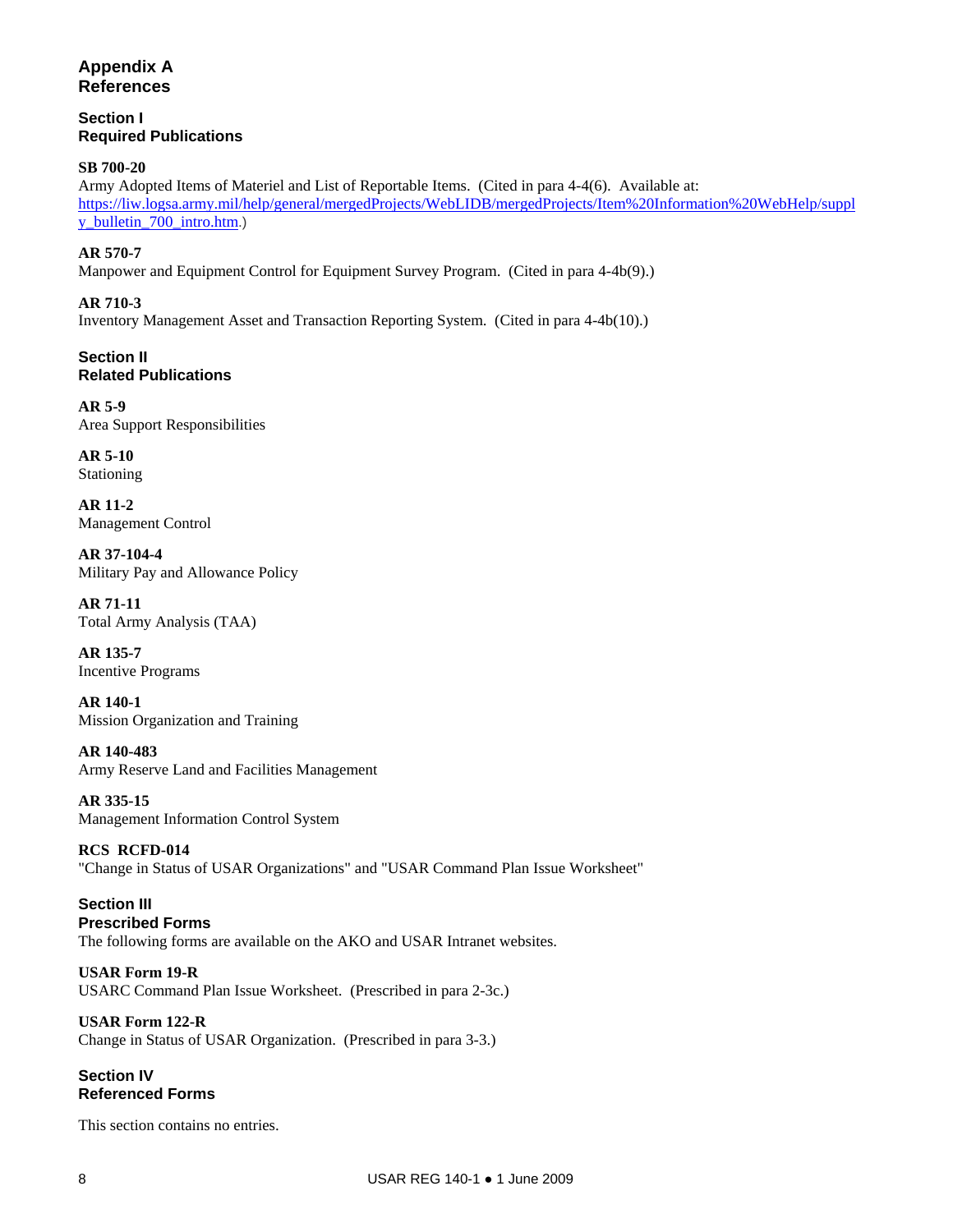# Appendix A References

## Section I Required Publications

**SB 700-20**
Army Adopted Items of Materiel and List of Reportable Items. (Cited in para 4-4(6). Available at: https://liw.logsa.army.mil/help/general/mergedProjects/WebLIDB/mergedProjects/Item%20Information%20WebHelp/supply_bulletin_700_intro.htm.)

**AR 570-7**
Manpower and Equipment Control for Equipment Survey Program. (Cited in para 4-4b(9).)

**AR 710-3**
Inventory Management Asset and Transaction Reporting System. (Cited in para 4-4b(10).)

## Section II Related Publications

**AR 5-9**
Area Support Responsibilities

**AR 5-10**
Stationing

**AR 11-2**
Management Control

**AR 37-104-4**
Military Pay and Allowance Policy

**AR 71-11**
Total Army Analysis (TAA)

**AR 135-7**
Incentive Programs

**AR 140-1**
Mission Organization and Training

**AR 140-483**
Army Reserve Land and Facilities Management

**AR 335-15**
Management Information Control System

**RCS RCFD-014**
"Change in Status of USAR Organizations" and "USAR Command Plan Issue Worksheet"

## Section III Prescribed Forms

The following forms are available on the AKO and USAR Intranet websites.

**USAR Form 19-R**
USARC Command Plan Issue Worksheet. (Prescribed in para 2-3c.)

**USAR Form 122-R**
Change in Status of USAR Organization. (Prescribed in para 3-3.)

## Section IV Referenced Forms

This section contains no entries.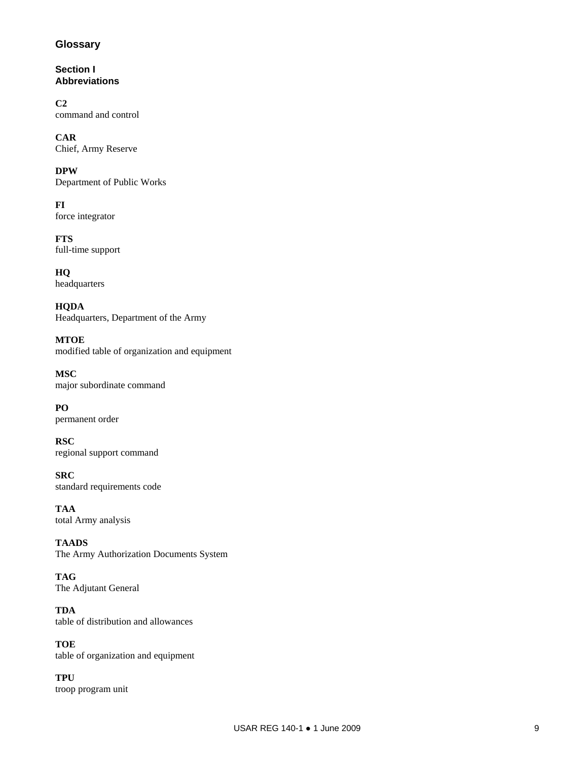# Glossary

## Section I
## Abbreviations

**C2**
command and control

**CAR**
Chief, Army Reserve

**DPW**
Department of Public Works

**FI**
force integrator

**FTS**
full-time support

**HQ**
headquarters

**HQDA**
Headquarters, Department of the Army

**MTOE**
modified table of organization and equipment

**MSC**
major subordinate command

**PO**
permanent order

**RSC**
regional support command

**SRC**
standard requirements code

**TAA**
total Army analysis

**TAADS**
The Army Authorization Documents System

**TAG**
The Adjutant General

**TDA**
table of distribution and allowances

**TOE**
table of organization and equipment

**TPU**
troop program unit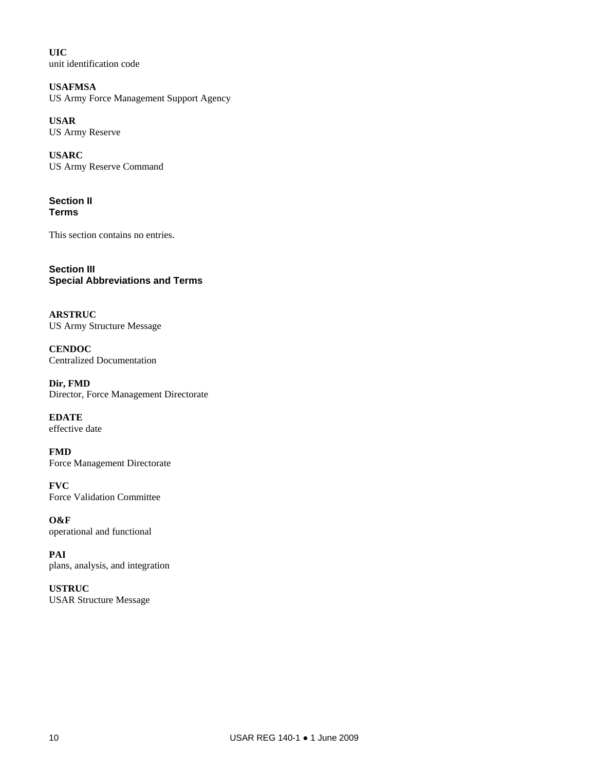**UIC**
unit identification code

**USAFMSA**
US Army Force Management Support Agency

**USAR**
US Army Reserve

**USARC**
US Army Reserve Command

## Section II
## Terms

This section contains no entries.

## Section III
## Special Abbreviations and Terms

**ARSTRUC**
US Army Structure Message

**CENDOC**
Centralized Documentation

**Dir, FMD**
Director, Force Management Directorate

**EDATE**
effective date

**FMD**
Force Management Directorate

**FVC**
Force Validation Committee

**O&F**
operational and functional

**PAI**
plans, analysis, and integration

**USTRUC**
USAR Structure Message